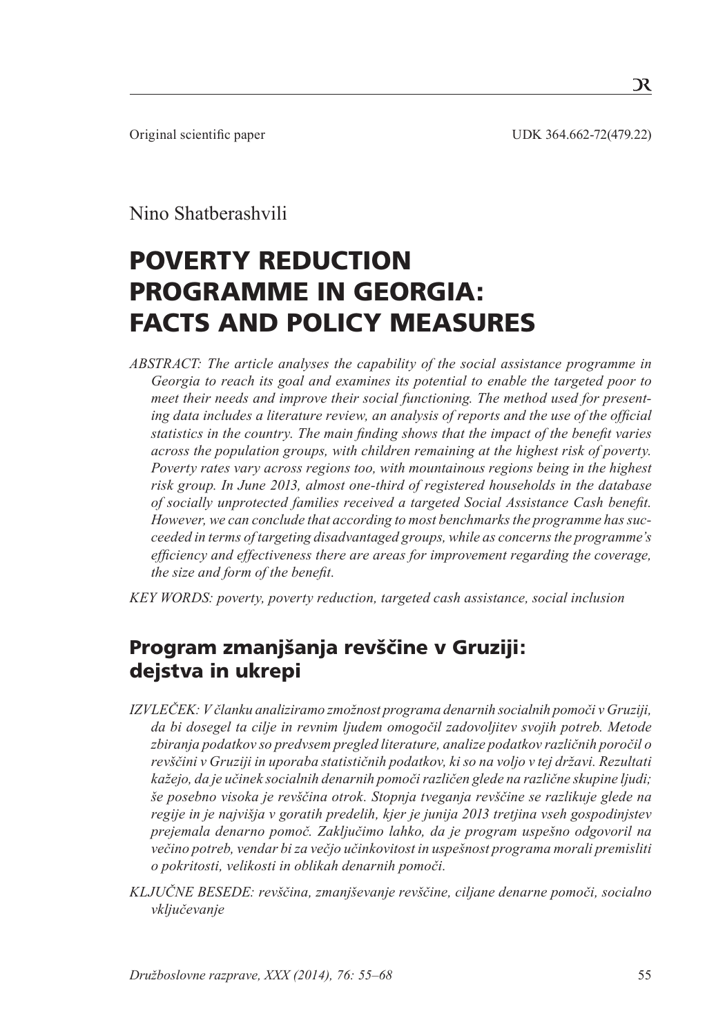Original scientific paper UDK 364.662-72(479.22)

Nino Shatberashvili

# POVERTY REDUCTION PROGRAMME IN GEORGIA: FACTS AND POLICY MEASURES

*ABSTRACT: The article analyses the capability of the social assistance programme in Georgia to reach its goal and examines its potential to enable the targeted poor to meet their needs and improve their social functioning. The method used for presenting data includes a literature review, an analysis of reports and the use of the official statistics in the country. The main finding shows that the impact of the benefit varies across the population groups, with children remaining at the highest risk of poverty. Poverty rates vary across regions too, with mountainous regions being in the highest risk group. In June 2013, almost one-third of registered households in the database of socially unprotected families received a targeted Social Assistance Cash benefit. However, we can conclude that according to most benchmarks the programme has succeeded in terms of targeting disadvantaged groups, while as concerns the programme's efficiency and effectiveness there are areas for improvement regarding the coverage, the size and form of the benefit.*

*KEY WORDS: poverty, poverty reduction, targeted cash assistance, social inclusion*

## Program zmanjšanja revščine v Gruziji: dejstva in ukrepi

*IZVLEČEK: V članku analiziramo zmožnost programa denarnih socialnih pomoči v Gruziji, da bi dosegel ta cilje in revnim ljudem omogočil zadovoljitev svojih potreb. Metode zbiranja podatkov so predvsem pregled literature, analize podatkov različnih poročil o revščini v Gruziji in uporaba statističnih podatkov, ki so na voljo v tej državi. Rezultati kažejo, da je učinek socialnih denarnih pomoči različen glede na različne skupine ljudi; še posebno visoka je revščina otrok. Stopnja tveganja revščine se razlikuje glede na regije in je najvišja v goratih predelih, kjer je junija 2013 tretjina vseh gospodinjstev prejemala denarno pomoč. Zaključimo lahko, da je program uspešno odgovoril na večino potreb, vendar bi za večjo učinkovitost in uspešnost programa morali premisliti o pokritosti, velikosti in oblikah denarnih pomoči.*

*KLJUČNE BESEDE: revščina, zmanjševanje revščine, ciljane denarne pomoči, socialno vključevanje*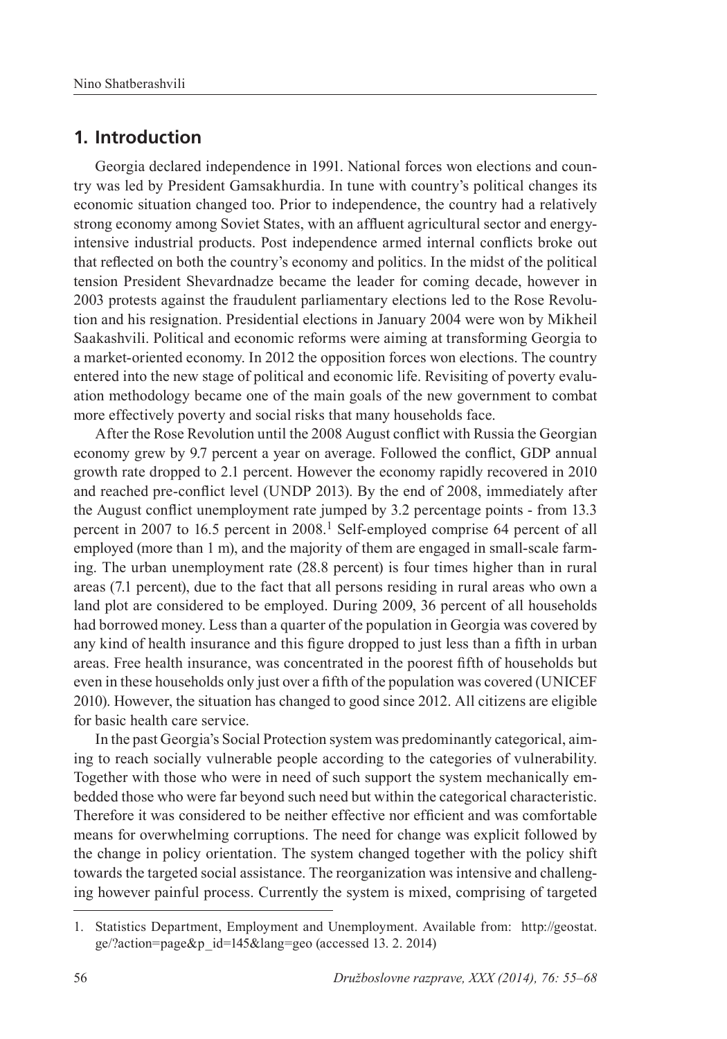## 1. Introduction

Georgia declared independence in 1991. National forces won elections and country was led by President Gamsakhurdia. In tune with country's political changes its economic situation changed too. Prior to independence, the country had a relatively strong economy among Soviet States, with an affluent agricultural sector and energy-intensive industrial products. Post independence armed internal conflicts broke out that reflected on both the country's economy and politics. In the midst of the political tension President Shevardnadze became the leader for coming decade, however in 2003 protests against the fraudulent parliamentary elections led to the Rose Revolution and his resignation. Presidential elections in January 2004 were won by Mikheil Saakashvili. Political and economic reforms were aiming at transforming Georgia to a market-oriented economy. In 2012 the opposition forces won elections. The country entered into the new stage of political and economic life. Revisiting of poverty evaluation methodology became one of the main goals of the new government to combat more effectively poverty and social risks that many households face.

After the Rose Revolution until the 2008 August conflict with Russia the Georgian economy grew by 9.7 percent a year on average. Followed the conflict, GDP annual growth rate dropped to 2.1 percent. However the economy rapidly recovered in 2010 and reached pre-conflict level (UNDP 2013). By the end of 2008, immediately after the August conflict unemployment rate jumped by 3.2 percentage points - from 13.3 percent in 2007 to 16.5 percent in 2008.[1] Self-employed comprise 64 percent of all employed (more than 1 m), and the majority of them are engaged in small-scale farming. The urban unemployment rate (28.8 percent) is four times higher than in rural areas (7.1 percent), due to the fact that all persons residing in rural areas who own a land plot are considered to be employed. During 2009, 36 percent of all households had borrowed money. Less than a quarter of the population in Georgia was covered by any kind of health insurance and this figure dropped to just less than a fifth in urban areas. Free health insurance, was concentrated in the poorest fifth of households but even in these households only just over a fifth of the population was covered (UNICEF 2010). However, the situation has changed to good since 2012. All citizens are eligible for basic health care service.

In the past Georgia's Social Protection system was predominantly categorical, aiming to reach socially vulnerable people according to the categories of vulnerability. Together with those who were in need of such support the system mechanically embedded those who were far beyond such need but within the categorical characteristic. Therefore it was considered to be neither effective nor efficient and was comfortable means for overwhelming corruptions. The need for change was explicit followed by the change in policy orientation. The system changed together with the policy shift towards the targeted social assistance. The reorganization was intensive and challenging however painful process. Currently the system is mixed, comprising of targeted

1. Statistics Department, Employment and Unemployment. Available from: http://geostat.ge/?action=page&p_id=145&lang=geo (accessed 13. 2. 2014)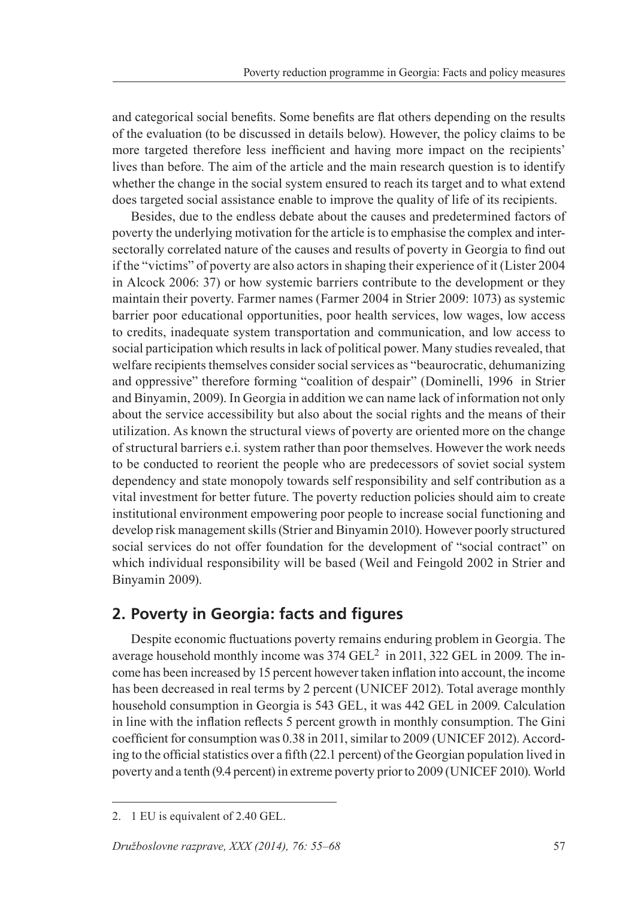and categorical social benefits. Some benefits are flat others depending on the results of the evaluation (to be discussed in details below). However, the policy claims to be more targeted therefore less inefficient and having more impact on the recipients' lives than before. The aim of the article and the main research question is to identify whether the change in the social system ensured to reach its target and to what extend does targeted social assistance enable to improve the quality of life of its recipients.

Besides, due to the endless debate about the causes and predetermined factors of poverty the underlying motivation for the article is to emphasise the complex and intersectorally correlated nature of the causes and results of poverty in Georgia to find out if the "victims" of poverty are also actors in shaping their experience of it (Lister 2004 in Alcock 2006: 37) or how systemic barriers contribute to the development or they maintain their poverty. Farmer names (Farmer 2004 in Strier 2009: 1073) as systemic barrier poor educational opportunities, poor health services, low wages, low access to credits, inadequate system transportation and communication, and low access to social participation which results in lack of political power. Many studies revealed, that welfare recipients themselves consider social services as "beaurocratic, dehumanizing and oppressive" therefore forming "coalition of despair" (Dominelli, 1996 in Strier and Binyamin, 2009). In Georgia in addition we can name lack of information not only about the service accessibility but also about the social rights and the means of their utilization. As known the structural views of poverty are oriented more on the change of structural barriers e.i. system rather than poor themselves. However the work needs to be conducted to reorient the people who are predecessors of soviet social system dependency and state monopoly towards self responsibility and self contribution as a vital investment for better future. The poverty reduction policies should aim to create institutional environment empowering poor people to increase social functioning and develop risk management skills (Strier and Binyamin 2010). However poorly structured social services do not offer foundation for the development of "social contract" on which individual responsibility will be based (Weil and Feingold 2002 in Strier and Binyamin 2009).

## 2. Poverty in Georgia: facts and figures

Despite economic fluctuations poverty remains enduring problem in Georgia. The average household monthly income was 374 GEL[2] in 2011, 322 GEL in 2009. The income has been increased by 15 percent however taken inflation into account, the income has been decreased in real terms by 2 percent (UNICEF 2012). Total average monthly household consumption in Georgia is 543 GEL, it was 442 GEL in 2009. Calculation in line with the inflation reflects 5 percent growth in monthly consumption. The Gini coefficient for consumption was 0.38 in 2011, similar to 2009 (UNICEF 2012). According to the official statistics over a fifth (22.1 percent) of the Georgian population lived in poverty and a tenth (9.4 percent) in extreme poverty prior to 2009 (UNICEF 2010). World

---

2. 1 EU is equivalent of 2.40 GEL.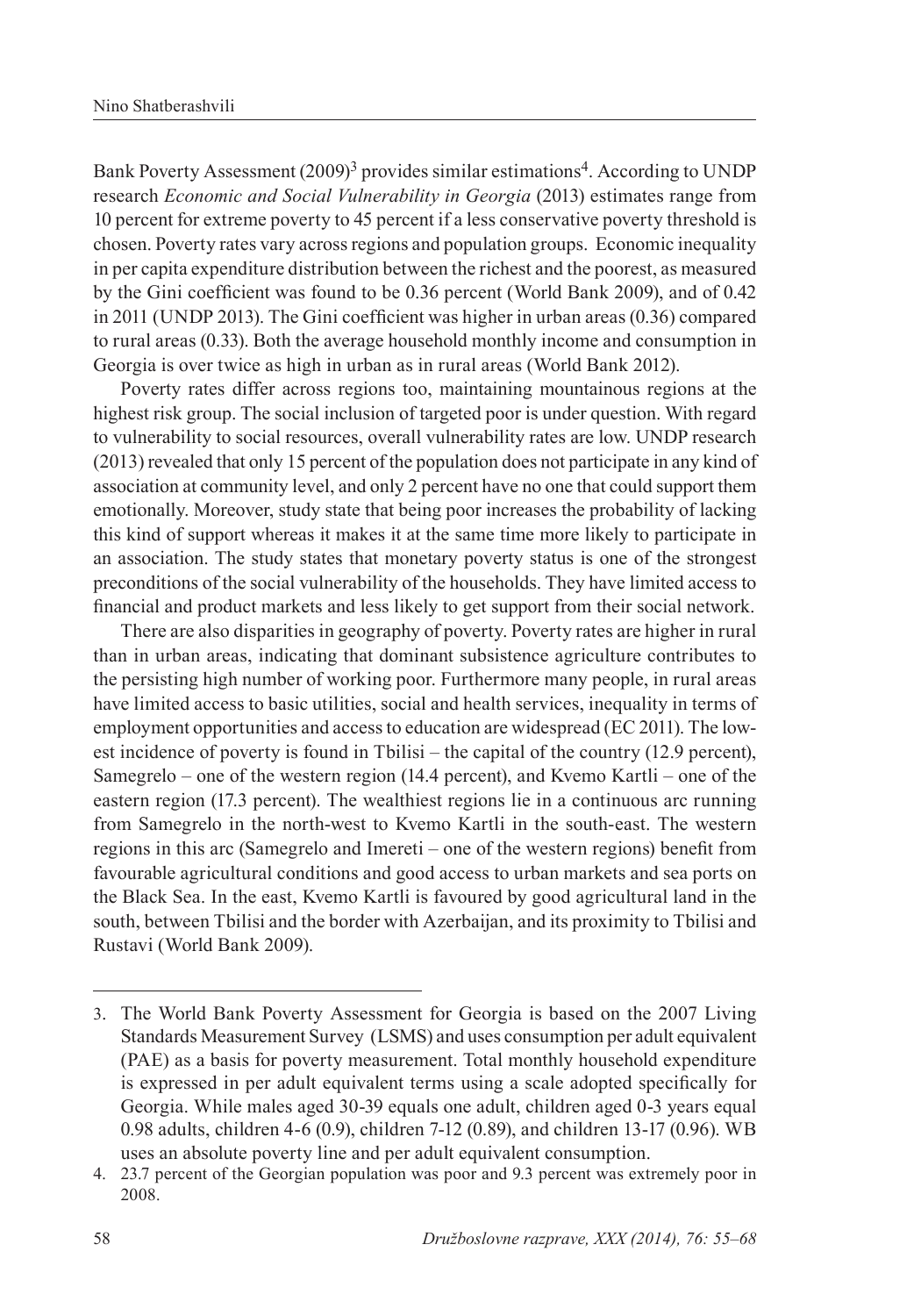Bank Poverty Assessment (2009)[3] provides similar estimations[4]. According to UNDP research *Economic and Social Vulnerability in Georgia* (2013) estimates range from 10 percent for extreme poverty to 45 percent if a less conservative poverty threshold is chosen. Poverty rates vary across regions and population groups. Economic inequality in per capita expenditure distribution between the richest and the poorest, as measured by the Gini coefficient was found to be 0.36 percent (World Bank 2009), and of 0.42 in 2011 (UNDP 2013). The Gini coefficient was higher in urban areas (0.36) compared to rural areas (0.33). Both the average household monthly income and consumption in Georgia is over twice as high in urban as in rural areas (World Bank 2012).

Poverty rates differ across regions too, maintaining mountainous regions at the highest risk group. The social inclusion of targeted poor is under question. With regard to vulnerability to social resources, overall vulnerability rates are low. UNDP research (2013) revealed that only 15 percent of the population does not participate in any kind of association at community level, and only 2 percent have no one that could support them emotionally. Moreover, study state that being poor increases the probability of lacking this kind of support whereas it makes it at the same time more likely to participate in an association. The study states that monetary poverty status is one of the strongest preconditions of the social vulnerability of the households. They have limited access to financial and product markets and less likely to get support from their social network.

There are also disparities in geography of poverty. Poverty rates are higher in rural than in urban areas, indicating that dominant subsistence agriculture contributes to the persisting high number of working poor. Furthermore many people, in rural areas have limited access to basic utilities, social and health services, inequality in terms of employment opportunities and access to education are widespread (EC 2011). The lowest incidence of poverty is found in Tbilisi – the capital of the country (12.9 percent), Samegrelo – one of the western region (14.4 percent), and Kvemo Kartli – one of the eastern region (17.3 percent). The wealthiest regions lie in a continuous arc running from Samegrelo in the north-west to Kvemo Kartli in the south-east. The western regions in this arc (Samegrelo and Imereti – one of the western regions) benefit from favourable agricultural conditions and good access to urban markets and sea ports on the Black Sea. In the east, Kvemo Kartli is favoured by good agricultural land in the south, between Tbilisi and the border with Azerbaijan, and its proximity to Tbilisi and Rustavi (World Bank 2009).

---

3. The World Bank Poverty Assessment for Georgia is based on the 2007 Living Standards Measurement Survey (LSMS) and uses consumption per adult equivalent (PAE) as a basis for poverty measurement. Total monthly household expenditure is expressed in per adult equivalent terms using a scale adopted specifically for Georgia. While males aged 30-39 equals one adult, children aged 0-3 years equal 0.98 adults, children 4-6 (0.9), children 7-12 (0.89), and children 13-17 (0.96). WB uses an absolute poverty line and per adult equivalent consumption.
4. 23.7 percent of the Georgian population was poor and 9.3 percent was extremely poor in 2008.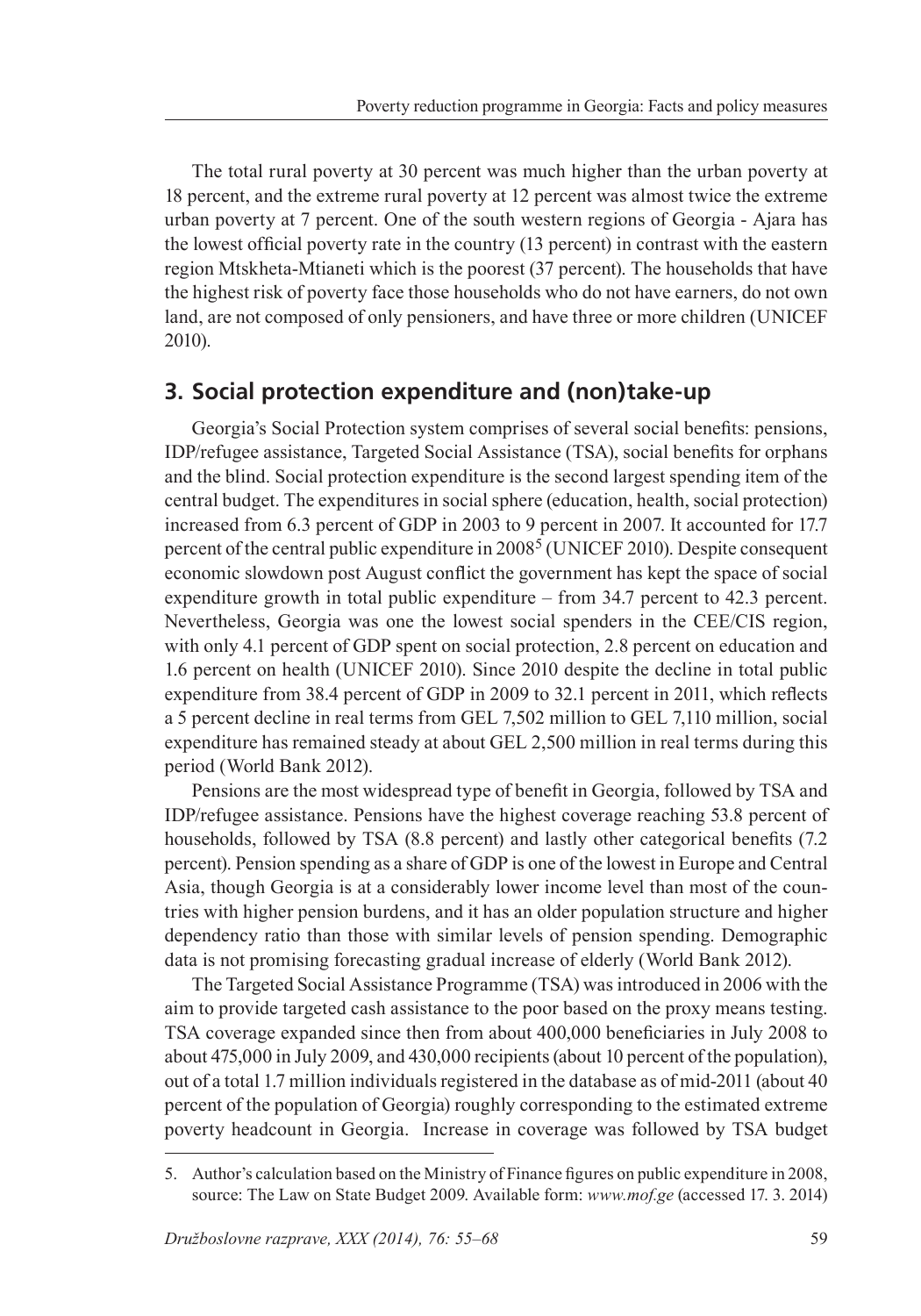The total rural poverty at 30 percent was much higher than the urban poverty at 18 percent, and the extreme rural poverty at 12 percent was almost twice the extreme urban poverty at 7 percent. One of the south western regions of Georgia - Ajara has the lowest official poverty rate in the country (13 percent) in contrast with the eastern region Mtskheta-Mtianeti which is the poorest (37 percent). The households that have the highest risk of poverty face those households who do not have earners, do not own land, are not composed of only pensioners, and have three or more children (UNICEF 2010).

## 3. Social protection expenditure and (non)take-up

Georgia's Social Protection system comprises of several social benefits: pensions, IDP/refugee assistance, Targeted Social Assistance (TSA), social benefits for orphans and the blind. Social protection expenditure is the second largest spending item of the central budget. The expenditures in social sphere (education, health, social protection) increased from 6.3 percent of GDP in 2003 to 9 percent in 2007. It accounted for 17.7 percent of the central public expenditure in 2008[5] (UNICEF 2010). Despite consequent economic slowdown post August conflict the government has kept the space of social expenditure growth in total public expenditure – from 34.7 percent to 42.3 percent. Nevertheless, Georgia was one the lowest social spenders in the CEE/CIS region, with only 4.1 percent of GDP spent on social protection, 2.8 percent on education and 1.6 percent on health (UNICEF 2010). Since 2010 despite the decline in total public expenditure from 38.4 percent of GDP in 2009 to 32.1 percent in 2011, which reflects a 5 percent decline in real terms from GEL 7,502 million to GEL 7,110 million, social expenditure has remained steady at about GEL 2,500 million in real terms during this period (World Bank 2012).

Pensions are the most widespread type of benefit in Georgia, followed by TSA and IDP/refugee assistance. Pensions have the highest coverage reaching 53.8 percent of households, followed by TSA (8.8 percent) and lastly other categorical benefits (7.2 percent). Pension spending as a share of GDP is one of the lowest in Europe and Central Asia, though Georgia is at a considerably lower income level than most of the countries with higher pension burdens, and it has an older population structure and higher dependency ratio than those with similar levels of pension spending. Demographic data is not promising forecasting gradual increase of elderly (World Bank 2012).

The Targeted Social Assistance Programme (TSA) was introduced in 2006 with the aim to provide targeted cash assistance to the poor based on the proxy means testing. TSA coverage expanded since then from about 400,000 beneficiaries in July 2008 to about 475,000 in July 2009, and 430,000 recipients (about 10 percent of the population), out of a total 1.7 million individuals registered in the database as of mid-2011 (about 40 percent of the population of Georgia) roughly corresponding to the estimated extreme poverty headcount in Georgia. Increase in coverage was followed by TSA budget

5. Author's calculation based on the Ministry of Finance figures on public expenditure in 2008, source: The Law on State Budget 2009. Available form: *www.mof.ge* (accessed 17. 3. 2014)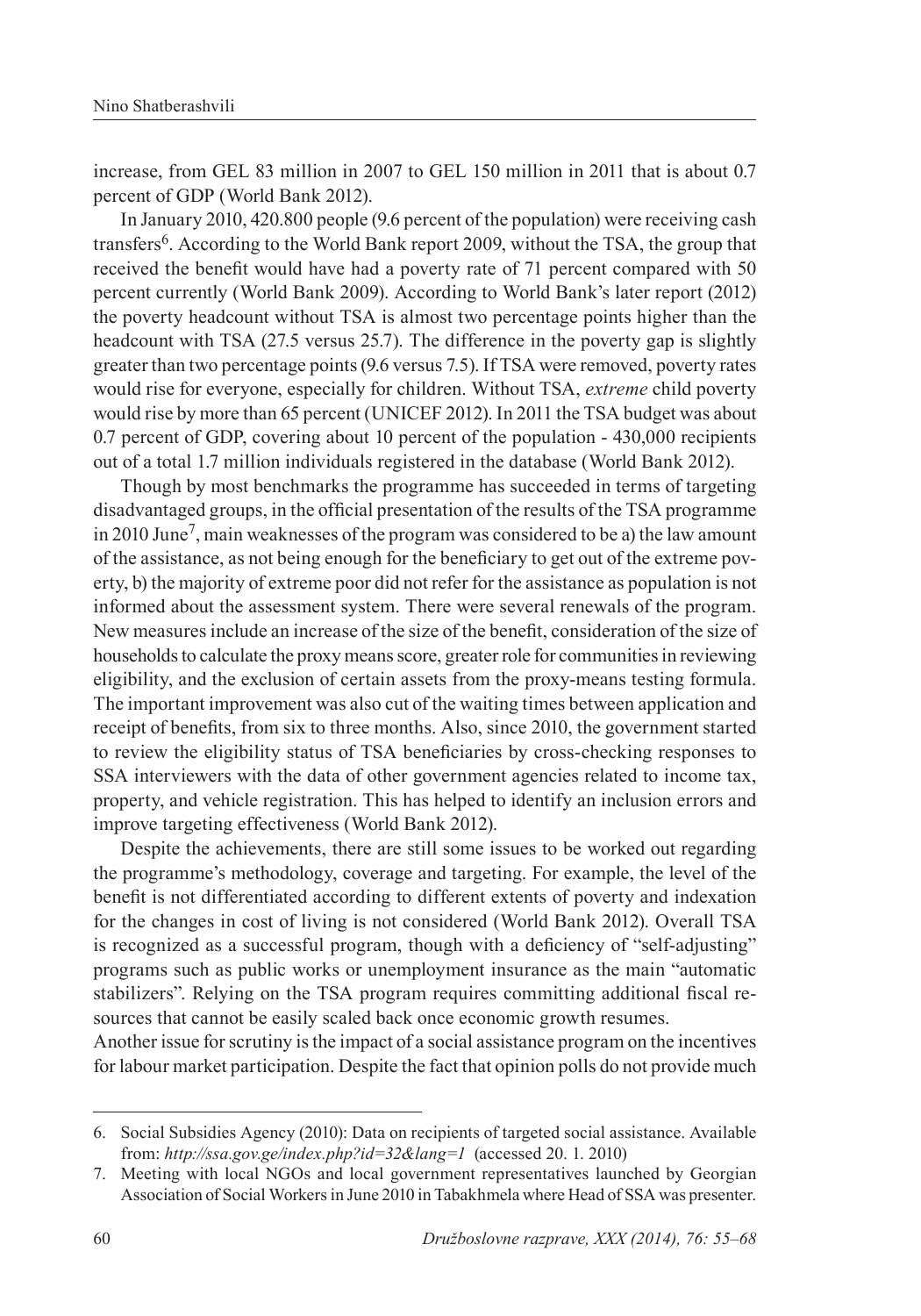increase, from GEL 83 million in 2007 to GEL 150 million in 2011 that is about 0.7 percent of GDP (World Bank 2012).

In January 2010, 420.800 people (9.6 percent of the population) were receiving cash transfers[6]. According to the World Bank report 2009, without the TSA, the group that received the benefit would have had a poverty rate of 71 percent compared with 50 percent currently (World Bank 2009). According to World Bank's later report (2012) the poverty headcount without TSA is almost two percentage points higher than the headcount with TSA (27.5 versus 25.7). The difference in the poverty gap is slightly greater than two percentage points (9.6 versus 7.5). If TSA were removed, poverty rates would rise for everyone, especially for children. Without TSA, *extreme* child poverty would rise by more than 65 percent (UNICEF 2012). In 2011 the TSA budget was about 0.7 percent of GDP, covering about 10 percent of the population - 430,000 recipients out of a total 1.7 million individuals registered in the database (World Bank 2012).

Though by most benchmarks the programme has succeeded in terms of targeting disadvantaged groups, in the official presentation of the results of the TSA programme in 2010 June[7], main weaknesses of the program was considered to be a) the law amount of the assistance, as not being enough for the beneficiary to get out of the extreme poverty, b) the majority of extreme poor did not refer for the assistance as population is not informed about the assessment system. There were several renewals of the program. New measures include an increase of the size of the benefit, consideration of the size of households to calculate the proxy means score, greater role for communities in reviewing eligibility, and the exclusion of certain assets from the proxy-means testing formula. The important improvement was also cut of the waiting times between application and receipt of benefits, from six to three months. Also, since 2010, the government started to review the eligibility status of TSA beneficiaries by cross-checking responses to SSA interviewers with the data of other government agencies related to income tax, property, and vehicle registration. This has helped to identify an inclusion errors and improve targeting effectiveness (World Bank 2012).

Despite the achievements, there are still some issues to be worked out regarding the programme's methodology, coverage and targeting. For example, the level of the benefit is not differentiated according to different extents of poverty and indexation for the changes in cost of living is not considered (World Bank 2012). Overall TSA is recognized as a successful program, though with a deficiency of "self-adjusting" programs such as public works or unemployment insurance as the main "automatic stabilizers". Relying on the TSA program requires committing additional fiscal resources that cannot be easily scaled back once economic growth resumes.

Another issue for scrutiny is the impact of a social assistance program on the incentives for labour market participation. Despite the fact that opinion polls do not provide much

---

6. Social Subsidies Agency (2010): Data on recipients of targeted social assistance. Available from: *http://ssa.gov.ge/index.php?id=32&lang=1* (accessed 20. 1. 2010)
7. Meeting with local NGOs and local government representatives launched by Georgian Association of Social Workers in June 2010 in Tabakhmela where Head of SSA was presenter.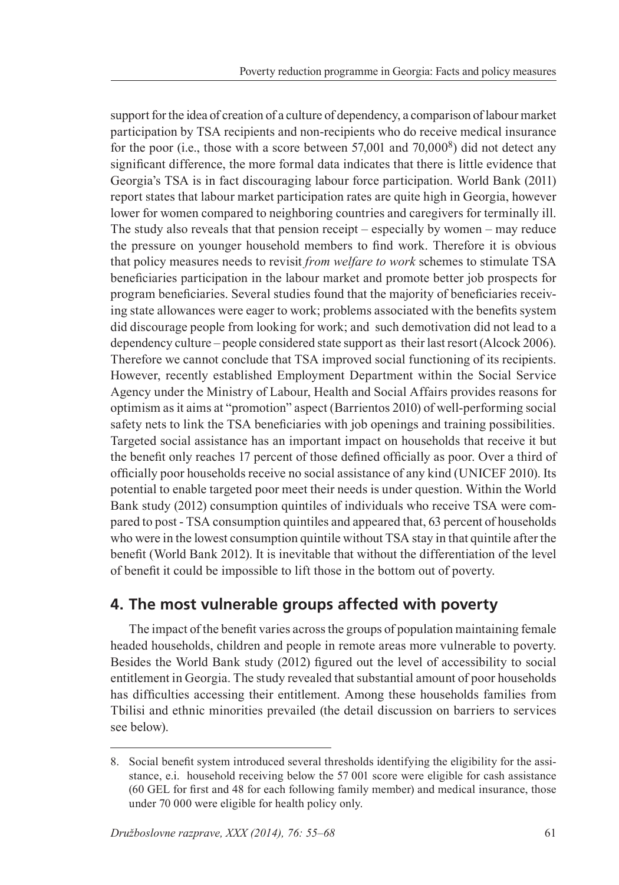support for the idea of creation of a culture of dependency, a comparison of labour market participation by TSA recipients and non-recipients who do receive medical insurance for the poor (i.e., those with a score between 57,001 and 70,000[8]) did not detect any significant difference, the more formal data indicates that there is little evidence that Georgia's TSA is in fact discouraging labour force participation. World Bank (2011) report states that labour market participation rates are quite high in Georgia, however lower for women compared to neighboring countries and caregivers for terminally ill. The study also reveals that that pension receipt – especially by women – may reduce the pressure on younger household members to find work. Therefore it is obvious that policy measures needs to revisit *from welfare to work* schemes to stimulate TSA beneficiaries participation in the labour market and promote better job prospects for program beneficiaries. Several studies found that the majority of beneficiaries receiving state allowances were eager to work; problems associated with the benefits system did discourage people from looking for work; and such demotivation did not lead to a dependency culture – people considered state support as their last resort (Alcock 2006). Therefore we cannot conclude that TSA improved social functioning of its recipients. However, recently established Employment Department within the Social Service Agency under the Ministry of Labour, Health and Social Affairs provides reasons for optimism as it aims at "promotion" aspect (Barrientos 2010) of well-performing social safety nets to link the TSA beneficiaries with job openings and training possibilities. Targeted social assistance has an important impact on households that receive it but the benefit only reaches 17 percent of those defined officially as poor. Over a third of officially poor households receive no social assistance of any kind (UNICEF 2010). Its potential to enable targeted poor meet their needs is under question. Within the World Bank study (2012) consumption quintiles of individuals who receive TSA were compared to post - TSA consumption quintiles and appeared that, 63 percent of households who were in the lowest consumption quintile without TSA stay in that quintile after the benefit (World Bank 2012). It is inevitable that without the differentiation of the level of benefit it could be impossible to lift those in the bottom out of poverty.

## 4. The most vulnerable groups affected with poverty

The impact of the benefit varies across the groups of population maintaining female headed households, children and people in remote areas more vulnerable to poverty. Besides the World Bank study (2012) figured out the level of accessibility to social entitlement in Georgia. The study revealed that substantial amount of poor households has difficulties accessing their entitlement. Among these households families from Tbilisi and ethnic minorities prevailed (the detail discussion on barriers to services see below).

---

8. Social benefit system introduced several thresholds identifying the eligibility for the assistance, e.i. household receiving below the 57 001 score were eligible for cash assistance (60 GEL for first and 48 for each following family member) and medical insurance, those under 70 000 were eligible for health policy only.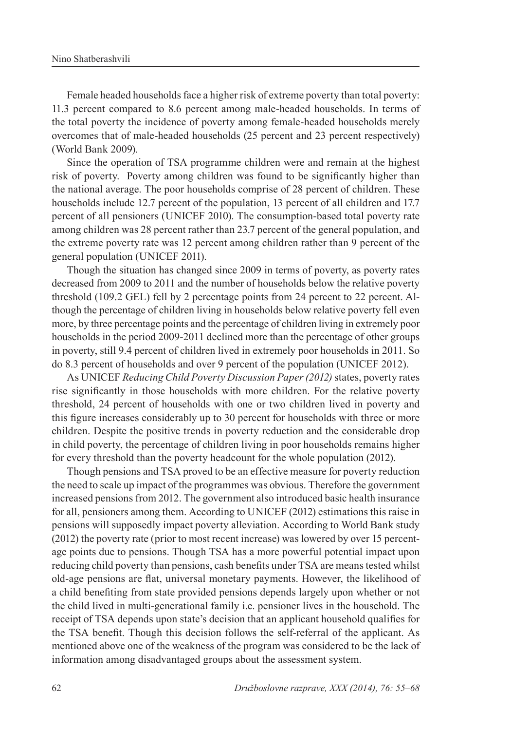Female headed households face a higher risk of extreme poverty than total poverty: 11.3 percent compared to 8.6 percent among male-headed households. In terms of the total poverty the incidence of poverty among female-headed households merely overcomes that of male-headed households (25 percent and 23 percent respectively) (World Bank 2009).

Since the operation of TSA programme children were and remain at the highest risk of poverty. Poverty among children was found to be significantly higher than the national average. The poor households comprise of 28 percent of children. These households include 12.7 percent of the population, 13 percent of all children and 17.7 percent of all pensioners (UNICEF 2010). The consumption-based total poverty rate among children was 28 percent rather than 23.7 percent of the general population, and the extreme poverty rate was 12 percent among children rather than 9 percent of the general population (UNICEF 2011).

Though the situation has changed since 2009 in terms of poverty, as poverty rates decreased from 2009 to 2011 and the number of households below the relative poverty threshold (109.2 GEL) fell by 2 percentage points from 24 percent to 22 percent. Although the percentage of children living in households below relative poverty fell even more, by three percentage points and the percentage of children living in extremely poor households in the period 2009-2011 declined more than the percentage of other groups in poverty, still 9.4 percent of children lived in extremely poor households in 2011. So do 8.3 percent of households and over 9 percent of the population (UNICEF 2012).

As UNICEF *Reducing Child Poverty Discussion Paper (2012)* states, poverty rates rise significantly in those households with more children. For the relative poverty threshold, 24 percent of households with one or two children lived in poverty and this figure increases considerably up to 30 percent for households with three or more children. Despite the positive trends in poverty reduction and the considerable drop in child poverty, the percentage of children living in poor households remains higher for every threshold than the poverty headcount for the whole population (2012).

Though pensions and TSA proved to be an effective measure for poverty reduction the need to scale up impact of the programmes was obvious. Therefore the government increased pensions from 2012. The government also introduced basic health insurance for all, pensioners among them. According to UNICEF (2012) estimations this raise in pensions will supposedly impact poverty alleviation. According to World Bank study (2012) the poverty rate (prior to most recent increase) was lowered by over 15 percentage points due to pensions. Though TSA has a more powerful potential impact upon reducing child poverty than pensions, cash benefits under TSA are means tested whilst old-age pensions are flat, universal monetary payments. However, the likelihood of a child benefiting from state provided pensions depends largely upon whether or not the child lived in multi-generational family i.e. pensioner lives in the household. The receipt of TSA depends upon state's decision that an applicant household qualifies for the TSA benefit. Though this decision follows the self-referral of the applicant. As mentioned above one of the weakness of the program was considered to be the lack of information among disadvantaged groups about the assessment system.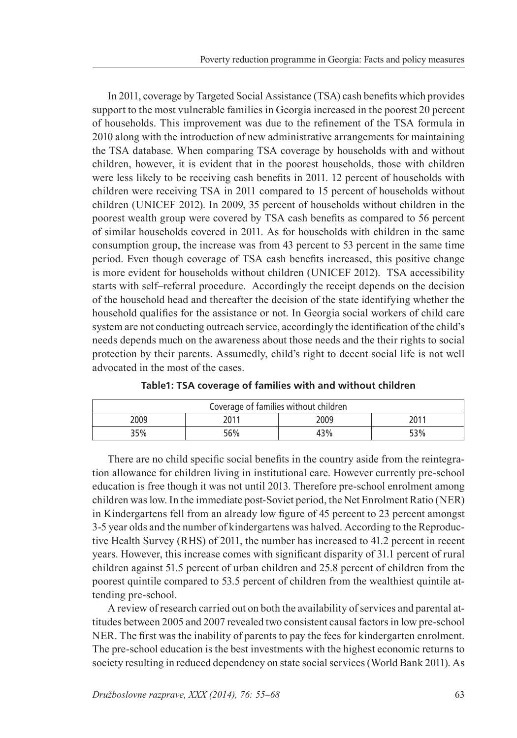In 2011, coverage by Targeted Social Assistance (TSA) cash benefits which provides support to the most vulnerable families in Georgia increased in the poorest 20 percent of households. This improvement was due to the refinement of the TSA formula in 2010 along with the introduction of new administrative arrangements for maintaining the TSA database. When comparing TSA coverage by households with and without children, however, it is evident that in the poorest households, those with children were less likely to be receiving cash benefits in 2011. 12 percent of households with children were receiving TSA in 2011 compared to 15 percent of households without children (UNICEF 2012). In 2009, 35 percent of households without children in the poorest wealth group were covered by TSA cash benefits as compared to 56 percent of similar households covered in 2011. As for households with children in the same consumption group, the increase was from 43 percent to 53 percent in the same time period. Even though coverage of TSA cash benefits increased, this positive change is more evident for households without children (UNICEF 2012). TSA accessibility starts with self–referral procedure. Accordingly the receipt depends on the decision of the household head and thereafter the decision of the state identifying whether the household qualifies for the assistance or not. In Georgia social workers of child care system are not conducting outreach service, accordingly the identification of the child's needs depends much on the awareness about those needs and the their rights to social protection by their parents. Assumedly, child's right to decent social life is not well advocated in the most of the cases.

**Table1: TSA coverage of families with and without children**

| Coverage of families without children | | | |
|---|---|---|---|
| 2009 | 2011 | 2009 | 2011 |
| 35% | 56% | 43% | 53% |

There are no child specific social benefits in the country aside from the reintegration allowance for children living in institutional care. However currently pre-school education is free though it was not until 2013. Therefore pre-school enrolment among children was low. In the immediate post-Soviet period, the Net Enrolment Ratio (NER) in Kindergartens fell from an already low figure of 45 percent to 23 percent amongst 3-5 year olds and the number of kindergartens was halved. According to the Reproductive Health Survey (RHS) of 2011, the number has increased to 41.2 percent in recent years. However, this increase comes with significant disparity of 31.1 percent of rural children against 51.5 percent of urban children and 25.8 percent of children from the poorest quintile compared to 53.5 percent of children from the wealthiest quintile attending pre-school.

A review of research carried out on both the availability of services and parental attitudes between 2005 and 2007 revealed two consistent causal factors in low pre-school NER. The first was the inability of parents to pay the fees for kindergarten enrolment. The pre-school education is the best investments with the highest economic returns to society resulting in reduced dependency on state social services (World Bank 2011). As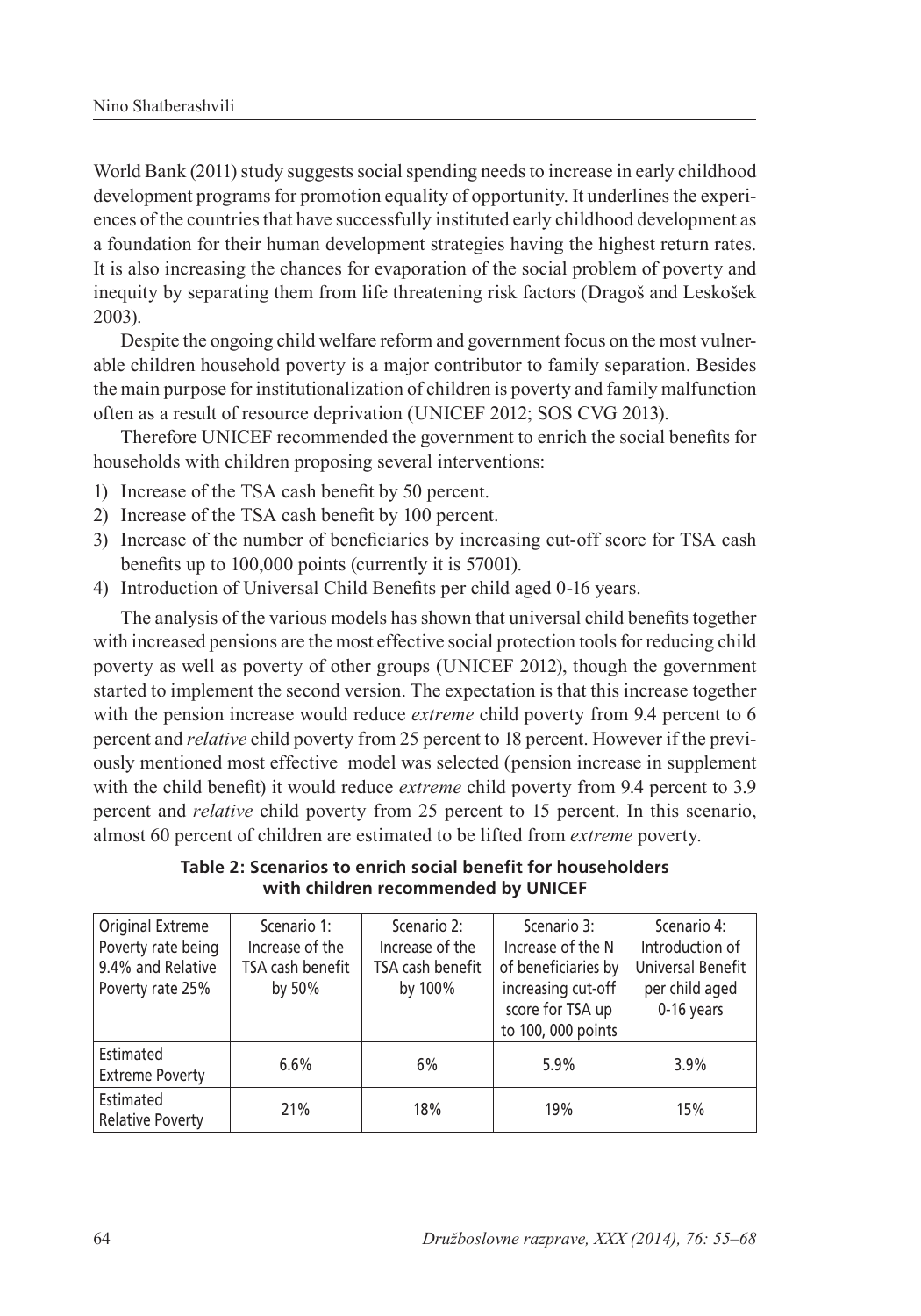World Bank (2011) study suggests social spending needs to increase in early childhood development programs for promotion equality of opportunity. It underlines the experiences of the countries that have successfully instituted early childhood development as a foundation for their human development strategies having the highest return rates. It is also increasing the chances for evaporation of the social problem of poverty and inequity by separating them from life threatening risk factors (Dragoš and Leskošek 2003).

Despite the ongoing child welfare reform and government focus on the most vulnerable children household poverty is a major contributor to family separation. Besides the main purpose for institutionalization of children is poverty and family malfunction often as a result of resource deprivation (UNICEF 2012; SOS CVG 2013).

Therefore UNICEF recommended the government to enrich the social benefits for households with children proposing several interventions:

1) Increase of the TSA cash benefit by 50 percent.
2) Increase of the TSA cash benefit by 100 percent.
3) Increase of the number of beneficiaries by increasing cut-off score for TSA cash benefits up to 100,000 points (currently it is 57001).
4) Introduction of Universal Child Benefits per child aged 0-16 years.

The analysis of the various models has shown that universal child benefits together with increased pensions are the most effective social protection tools for reducing child poverty as well as poverty of other groups (UNICEF 2012), though the government started to implement the second version. The expectation is that this increase together with the pension increase would reduce *extreme* child poverty from 9.4 percent to 6 percent and *relative* child poverty from 25 percent to 18 percent. However if the previously mentioned most effective model was selected (pension increase in supplement with the child benefit) it would reduce *extreme* child poverty from 9.4 percent to 3.9 percent and *relative* child poverty from 25 percent to 15 percent. In this scenario, almost 60 percent of children are estimated to be lifted from *extreme* poverty.

**Table 2: Scenarios to enrich social benefit for householders with children recommended by UNICEF**

| Original Extreme Poverty rate being 9.4% and Relative Poverty rate 25% | Scenario 1: Increase of the TSA cash benefit by 50% | Scenario 2: Increase of the TSA cash benefit by 100% | Scenario 3: Increase of the N of beneficiaries by increasing cut-off score for TSA up to 100, 000 points | Scenario 4: Introduction of Universal Benefit per child aged 0-16 years |
|---|---|---|---|---|
| Estimated Extreme Poverty | 6.6% | 6% | 5.9% | 3.9% |
| Estimated Relative Poverty | 21% | 18% | 19% | 15% |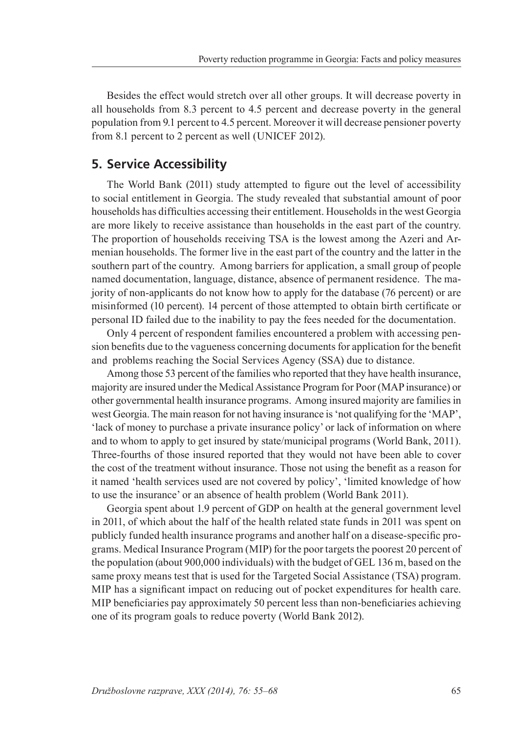Besides the effect would stretch over all other groups. It will decrease poverty in all households from 8.3 percent to 4.5 percent and decrease poverty in the general population from 9.1 percent to 4.5 percent. Moreover it will decrease pensioner poverty from 8.1 percent to 2 percent as well (UNICEF 2012).

## 5. Service Accessibility

The World Bank (2011) study attempted to figure out the level of accessibility to social entitlement in Georgia. The study revealed that substantial amount of poor households has difficulties accessing their entitlement. Households in the west Georgia are more likely to receive assistance than households in the east part of the country. The proportion of households receiving TSA is the lowest among the Azeri and Armenian households. The former live in the east part of the country and the latter in the southern part of the country. Among barriers for application, a small group of people named documentation, language, distance, absence of permanent residence. The majority of non-applicants do not know how to apply for the database (76 percent) or are misinformed (10 percent). 14 percent of those attempted to obtain birth certificate or personal ID failed due to the inability to pay the fees needed for the documentation.

Only 4 percent of respondent families encountered a problem with accessing pension benefits due to the vagueness concerning documents for application for the benefit and problems reaching the Social Services Agency (SSA) due to distance.

Among those 53 percent of the families who reported that they have health insurance, majority are insured under the Medical Assistance Program for Poor (MAP insurance) or other governmental health insurance programs. Among insured majority are families in west Georgia. The main reason for not having insurance is 'not qualifying for the 'MAP', 'lack of money to purchase a private insurance policy' or lack of information on where and to whom to apply to get insured by state/municipal programs (World Bank, 2011). Three-fourths of those insured reported that they would not have been able to cover the cost of the treatment without insurance. Those not using the benefit as a reason for it named 'health services used are not covered by policy', 'limited knowledge of how to use the insurance' or an absence of health problem (World Bank 2011).

Georgia spent about 1.9 percent of GDP on health at the general government level in 2011, of which about the half of the health related state funds in 2011 was spent on publicly funded health insurance programs and another half on a disease-specific programs. Medical Insurance Program (MIP) for the poor targets the poorest 20 percent of the population (about 900,000 individuals) with the budget of GEL 136 m, based on the same proxy means test that is used for the Targeted Social Assistance (TSA) program. MIP has a significant impact on reducing out of pocket expenditures for health care. MIP beneficiaries pay approximately 50 percent less than non-beneficiaries achieving one of its program goals to reduce poverty (World Bank 2012).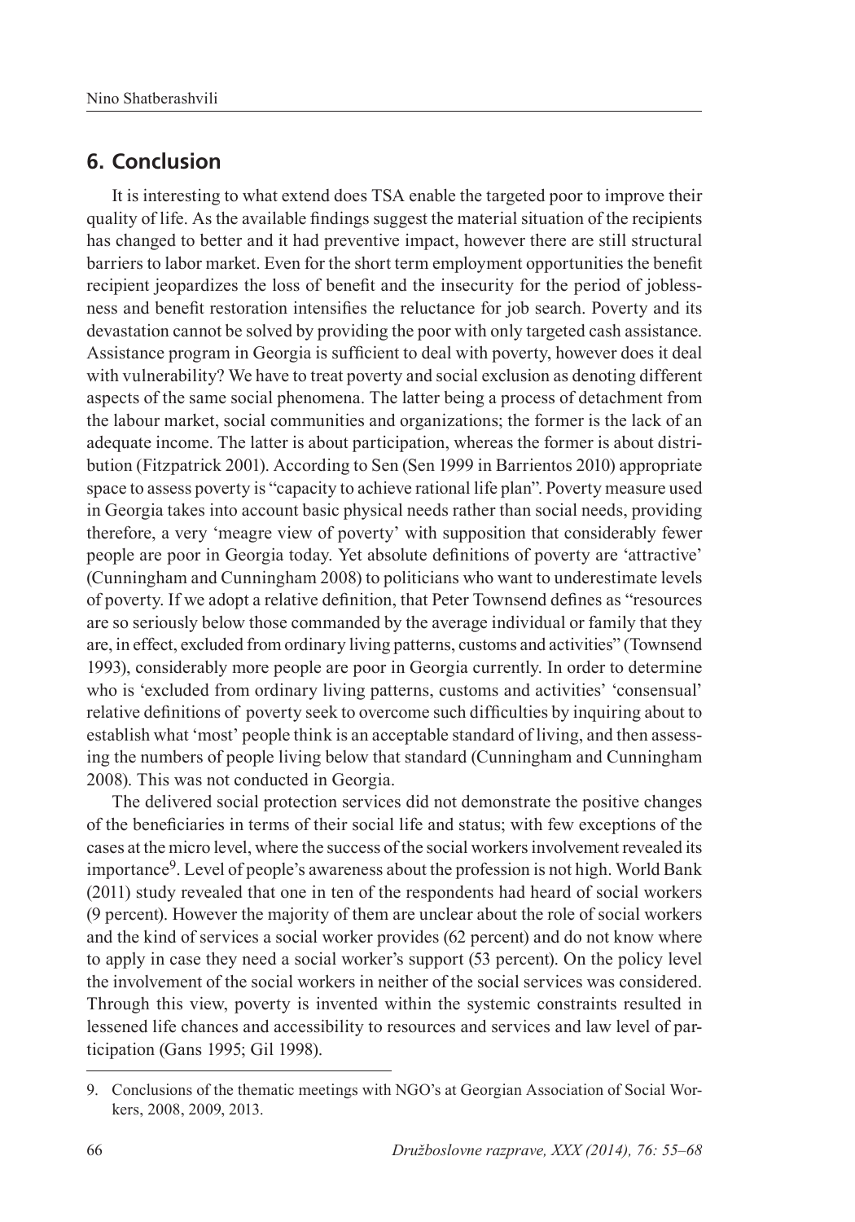## 6. Conclusion

It is interesting to what extend does TSA enable the targeted poor to improve their quality of life. As the available findings suggest the material situation of the recipients has changed to better and it had preventive impact, however there are still structural barriers to labor market. Even for the short term employment opportunities the benefit recipient jeopardizes the loss of benefit and the insecurity for the period of joblessness and benefit restoration intensifies the reluctance for job search. Poverty and its devastation cannot be solved by providing the poor with only targeted cash assistance. Assistance program in Georgia is sufficient to deal with poverty, however does it deal with vulnerability? We have to treat poverty and social exclusion as denoting different aspects of the same social phenomena. The latter being a process of detachment from the labour market, social communities and organizations; the former is the lack of an adequate income. The latter is about participation, whereas the former is about distribution (Fitzpatrick 2001). According to Sen (Sen 1999 in Barrientos 2010) appropriate space to assess poverty is "capacity to achieve rational life plan". Poverty measure used in Georgia takes into account basic physical needs rather than social needs, providing therefore, a very 'meagre view of poverty' with supposition that considerably fewer people are poor in Georgia today. Yet absolute definitions of poverty are 'attractive' (Cunningham and Cunningham 2008) to politicians who want to underestimate levels of poverty. If we adopt a relative definition, that Peter Townsend defines as "resources are so seriously below those commanded by the average individual or family that they are, in effect, excluded from ordinary living patterns, customs and activities" (Townsend 1993), considerably more people are poor in Georgia currently. In order to determine who is 'excluded from ordinary living patterns, customs and activities' 'consensual' relative definitions of poverty seek to overcome such difficulties by inquiring about to establish what 'most' people think is an acceptable standard of living, and then assessing the numbers of people living below that standard (Cunningham and Cunningham 2008). This was not conducted in Georgia.

The delivered social protection services did not demonstrate the positive changes of the beneficiaries in terms of their social life and status; with few exceptions of the cases at the micro level, where the success of the social workers involvement revealed its importance[9]. Level of people's awareness about the profession is not high. World Bank (2011) study revealed that one in ten of the respondents had heard of social workers (9 percent). However the majority of them are unclear about the role of social workers and the kind of services a social worker provides (62 percent) and do not know where to apply in case they need a social worker's support (53 percent). On the policy level the involvement of the social workers in neither of the social services was considered. Through this view, poverty is invented within the systemic constraints resulted in lessened life chances and accessibility to resources and services and law level of participation (Gans 1995; Gil 1998).

9. Conclusions of the thematic meetings with NGO's at Georgian Association of Social Workers, 2008, 2009, 2013.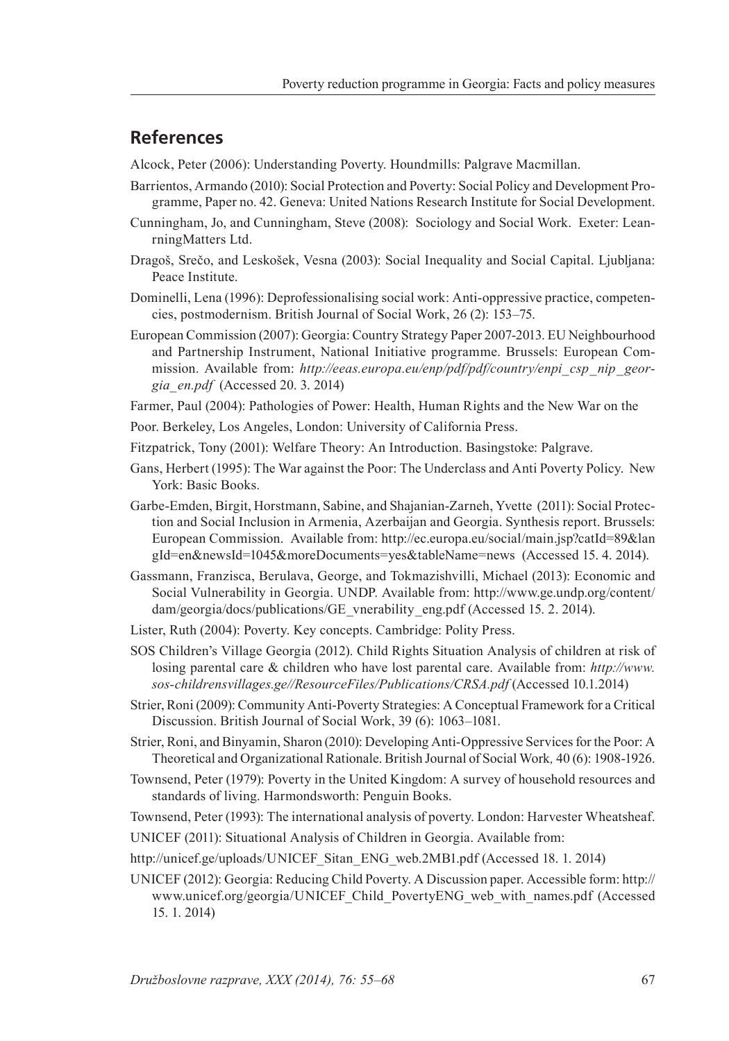## References

Alcock, Peter (2006): Understanding Poverty. Houndmills: Palgrave Macmillan.

Barrientos, Armando (2010): Social Protection and Poverty: Social Policy and Development Programme, Paper no. 42. Geneva: United Nations Research Institute for Social Development.

Cunningham, Jo, and Cunningham, Steve (2008): Sociology and Social Work. Exeter: LearningMatters Ltd.

Dragoš, Srečo, and Leskošek, Vesna (2003): Social Inequality and Social Capital. Ljubljana: Peace Institute.

Dominelli, Lena (1996): Deprofessionalising social work: Anti-oppressive practice, competencies, postmodernism. British Journal of Social Work, 26 (2): 153–75.

European Commission (2007): Georgia: Country Strategy Paper 2007-2013. EU Neighbourhood and Partnership Instrument, National Initiative programme. Brussels: European Commission. Available from: *http://eeas.europa.eu/enp/pdf/pdf/country/enpi_csp_nip_georgia_en.pdf* (Accessed 20. 3. 2014)

Farmer, Paul (2004): Pathologies of Power: Health, Human Rights and the New War on the Poor. Berkeley, Los Angeles, London: University of California Press.

Fitzpatrick, Tony (2001): Welfare Theory: An Introduction. Basingstoke: Palgrave.

Gans, Herbert (1995): The War against the Poor: The Underclass and Anti Poverty Policy. New York: Basic Books.

Garbe-Emden, Birgit, Horstmann, Sabine, and Shajanian-Zarneh, Yvette (2011): Social Protection and Social Inclusion in Armenia, Azerbaijan and Georgia. Synthesis report. Brussels: European Commission. Available from: http://ec.europa.eu/social/main.jsp?catId=89&langId=en&newsId=1045&moreDocuments=yes&tableName=news (Accessed 15. 4. 2014).

Gassmann, Franzisca, Berulava, George, and Tokmazishvilli, Michael (2013): Economic and Social Vulnerability in Georgia. UNDP. Available from: http://www.ge.undp.org/content/dam/georgia/docs/publications/GE_vnerability_eng.pdf (Accessed 15. 2. 2014).

Lister, Ruth (2004): Poverty. Key concepts. Cambridge: Polity Press.

SOS Children's Village Georgia (2012). Child Rights Situation Analysis of children at risk of losing parental care & children who have lost parental care. Available from: *http://www.sos-childrensvillages.ge//ResourceFiles/Publications/CRSA.pdf* (Accessed 10.1.2014)

Strier, Roni (2009): Community Anti-Poverty Strategies: A Conceptual Framework for a Critical Discussion. British Journal of Social Work, 39 (6): 1063–1081.

Strier, Roni, and Binyamin, Sharon (2010): Developing Anti-Oppressive Services for the Poor: A Theoretical and Organizational Rationale. British Journal of Social Work*,* 40 (6): 1908-1926.

Townsend, Peter (1979): Poverty in the United Kingdom: A survey of household resources and standards of living. Harmondsworth: Penguin Books.

Townsend, Peter (1993): The international analysis of poverty. London: Harvester Wheatsheaf.

UNICEF (2011): Situational Analysis of Children in Georgia. Available from: http://unicef.ge/uploads/UNICEF_Sitan_ENG_web.2MB1.pdf (Accessed 18. 1. 2014)

UNICEF (2012): Georgia: Reducing Child Poverty. A Discussion paper. Accessible form: http://www.unicef.org/georgia/UNICEF_Child_PovertyENG_web_with_names.pdf (Accessed 15. 1. 2014)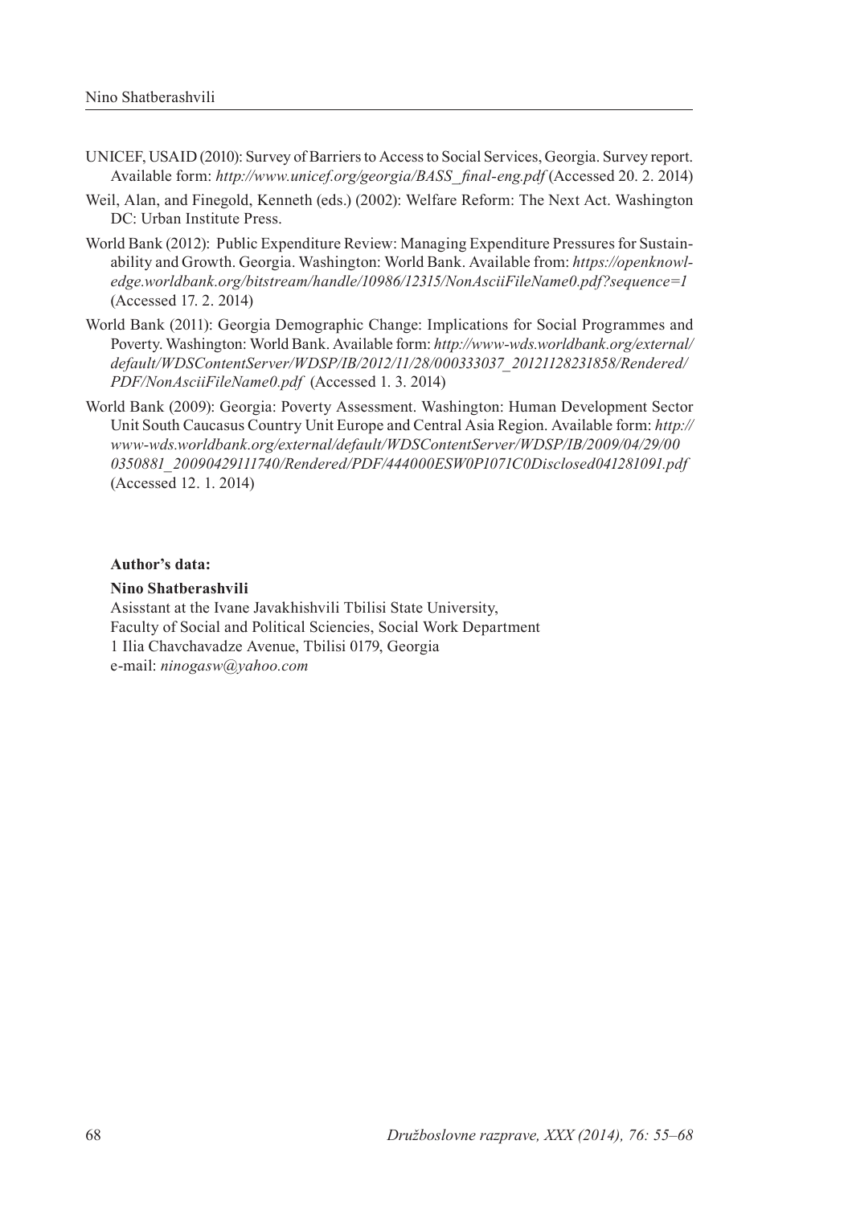UNICEF, USAID (2010): Survey of Barriers to Access to Social Services, Georgia. Survey report. Available form: *http://www.unicef.org/georgia/BASS_final-eng.pdf* (Accessed 20. 2. 2014)

Weil, Alan, and Finegold, Kenneth (eds.) (2002): Welfare Reform: The Next Act. Washington DC: Urban Institute Press.

World Bank (2012): Public Expenditure Review: Managing Expenditure Pressures for Sustainability and Growth. Georgia. Washington: World Bank. Available from: *https://openknowledge.worldbank.org/bitstream/handle/10986/12315/NonAsciiFileName0.pdf?sequence=1* (Accessed 17. 2. 2014)

World Bank (2011): Georgia Demographic Change: Implications for Social Programmes and Poverty. Washington: World Bank. Available form: *http://www-wds.worldbank.org/external/default/WDSContentServer/WDSP/IB/2012/11/28/000333037_20121128231858/Rendered/PDF/NonAsciiFileName0.pdf* (Accessed 1. 3. 2014)

World Bank (2009): Georgia: Poverty Assessment. Washington: Human Development Sector Unit South Caucasus Country Unit Europe and Central Asia Region. Available form: *http://www-wds.worldbank.org/external/default/WDSContentServer/WDSP/IB/2009/04/29/000350881_20090429111740/Rendered/PDF/444000ESW0P1071C0Disclosed041281091.pdf* (Accessed 12. 1. 2014)

**Author's data:**

**Nino Shatberashvili**
Asisstant at the Ivane Javakhishvili Tbilisi State University,
Faculty of Social and Political Sciencies, Social Work Department
1 Ilia Chavchavadze Avenue, Tbilisi 0179, Georgia
e-mail: *ninogasw@yahoo.com*